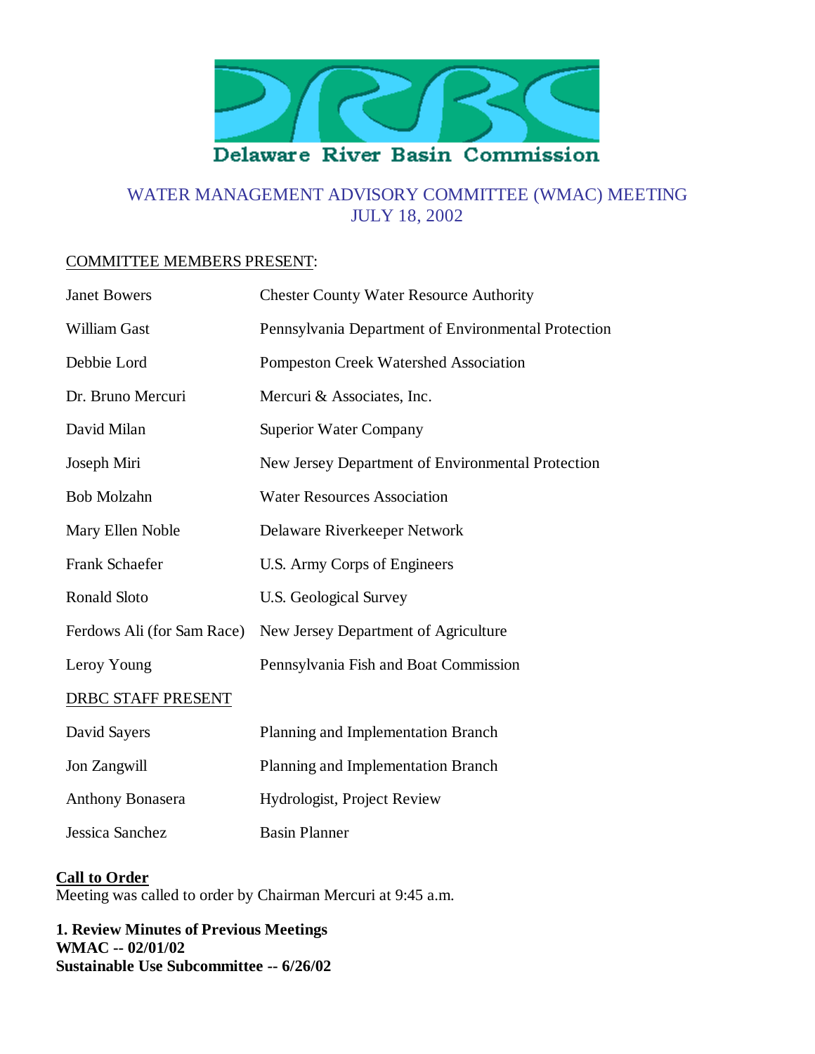Delaware River Basin Commission

# WATER MANAGEMENT ADVISORY COMMITTEE (WMAC) MEETING
## JULY 18, 2002

COMMITTEE MEMBERS PRESENT:

| | |
|---|---|
| Janet Bowers | Chester County Water Resource Authority |
| William Gast | Pennsylvania Department of Environmental Protection |
| Debbie Lord | Pompeston Creek Watershed Association |
| Dr. Bruno Mercuri | Mercuri & Associates, Inc. |
| David Milan | Superior Water Company |
| Joseph Miri | New Jersey Department of Environmental Protection |
| Bob Molzahn | Water Resources Association |
| Mary Ellen Noble | Delaware Riverkeeper Network |
| Frank Schaefer | U.S. Army Corps of Engineers |
| Ronald Sloto | U.S. Geological Survey |
| Ferdows Ali (for Sam Race) | New Jersey Department of Agriculture |
| Leroy Young | Pennsylvania Fish and Boat Commission |

DRBC STAFF PRESENT

| | |
|---|---|
| David Sayers | Planning and Implementation Branch |
| Jon Zangwill | Planning and Implementation Branch |
| Anthony Bonasera | Hydrologist, Project Review |
| Jessica Sanchez | Basin Planner |

**Call to Order**
Meeting was called to order by Chairman Mercuri at 9:45 a.m.

**1. Review Minutes of Previous Meetings**
**WMAC -- 02/01/02**
**Sustainable Use Subcommittee -- 6/26/02**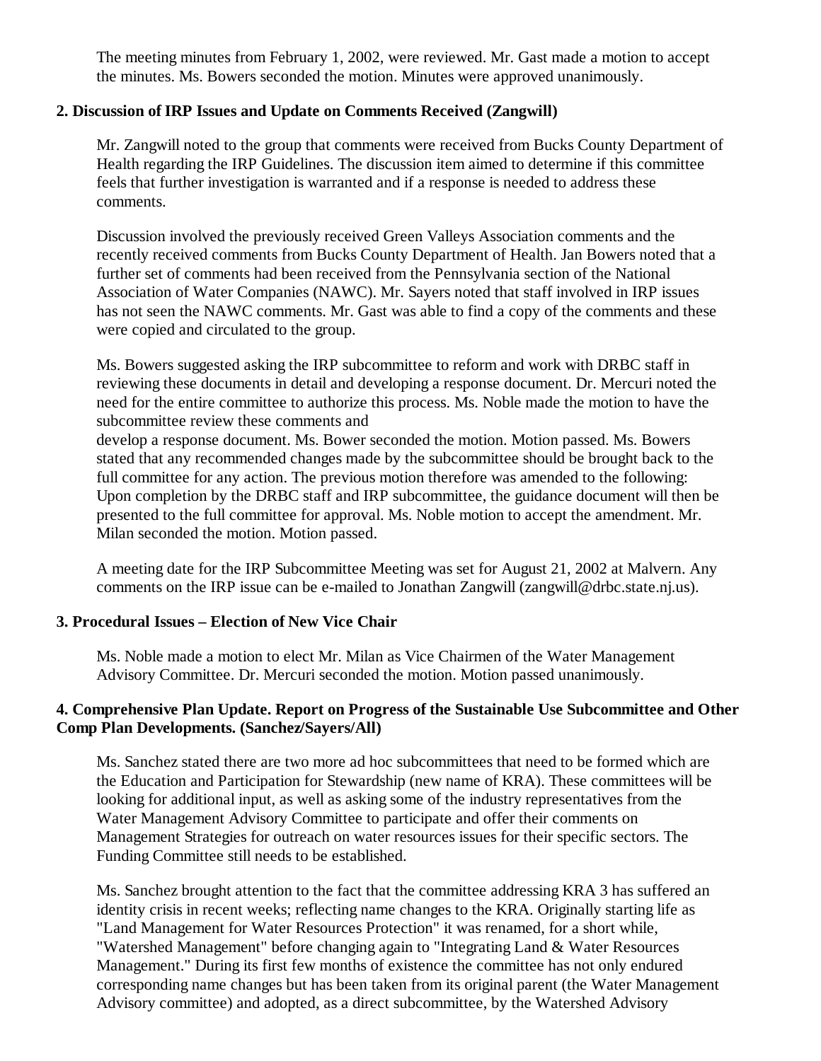The meeting minutes from February 1, 2002, were reviewed. Mr. Gast made a motion to accept the minutes. Ms. Bowers seconded the motion. Minutes were approved unanimously.

**2. Discussion of IRP Issues and Update on Comments Received (Zangwill)**

Mr. Zangwill noted to the group that comments were received from Bucks County Department of Health regarding the IRP Guidelines. The discussion item aimed to determine if this committee feels that further investigation is warranted and if a response is needed to address these comments.

Discussion involved the previously received Green Valleys Association comments and the recently received comments from Bucks County Department of Health. Jan Bowers noted that a further set of comments had been received from the Pennsylvania section of the National Association of Water Companies (NAWC). Mr. Sayers noted that staff involved in IRP issues has not seen the NAWC comments. Mr. Gast was able to find a copy of the comments and these were copied and circulated to the group.

Ms. Bowers suggested asking the IRP subcommittee to reform and work with DRBC staff in reviewing these documents in detail and developing a response document. Dr. Mercuri noted the need for the entire committee to authorize this process. Ms. Noble made the motion to have the subcommittee review these comments and
develop a response document. Ms. Bower seconded the motion. Motion passed. Ms. Bowers stated that any recommended changes made by the subcommittee should be brought back to the full committee for any action. The previous motion therefore was amended to the following: Upon completion by the DRBC staff and IRP subcommittee, the guidance document will then be presented to the full committee for approval. Ms. Noble motion to accept the amendment. Mr. Milan seconded the motion. Motion passed.

A meeting date for the IRP Subcommittee Meeting was set for August 21, 2002 at Malvern. Any comments on the IRP issue can be e-mailed to Jonathan Zangwill (zangwill@drbc.state.nj.us).

**3. Procedural Issues – Election of New Vice Chair**

Ms. Noble made a motion to elect Mr. Milan as Vice Chairmen of the Water Management Advisory Committee. Dr. Mercuri seconded the motion. Motion passed unanimously.

**4. Comprehensive Plan Update. Report on Progress of the Sustainable Use Subcommittee and Other Comp Plan Developments. (Sanchez/Sayers/All)**

Ms. Sanchez stated there are two more ad hoc subcommittees that need to be formed which are the Education and Participation for Stewardship (new name of KRA). These committees will be looking for additional input, as well as asking some of the industry representatives from the Water Management Advisory Committee to participate and offer their comments on Management Strategies for outreach on water resources issues for their specific sectors. The Funding Committee still needs to be established.

Ms. Sanchez brought attention to the fact that the committee addressing KRA 3 has suffered an identity crisis in recent weeks; reflecting name changes to the KRA. Originally starting life as "Land Management for Water Resources Protection" it was renamed, for a short while, "Watershed Management" before changing again to "Integrating Land & Water Resources Management." During its first few months of existence the committee has not only endured corresponding name changes but has been taken from its original parent (the Water Management Advisory committee) and adopted, as a direct subcommittee, by the Watershed Advisory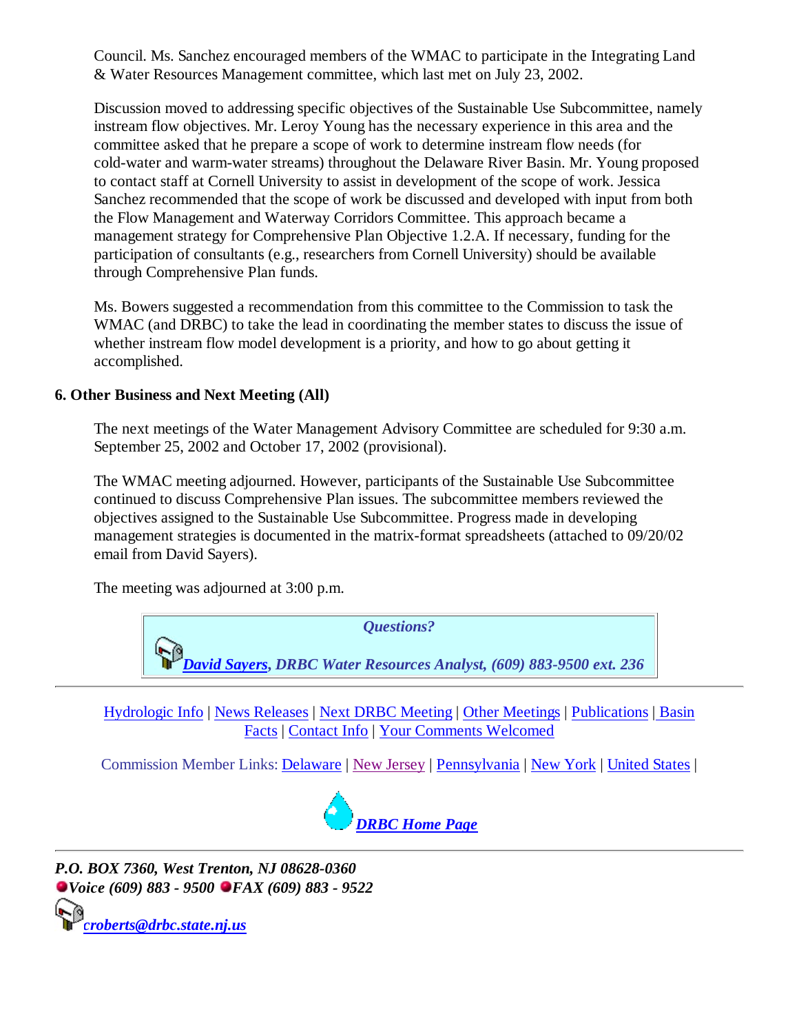Council. Ms. Sanchez encouraged members of the WMAC to participate in the Integrating Land & Water Resources Management committee, which last met on July 23, 2002.

Discussion moved to addressing specific objectives of the Sustainable Use Subcommittee, namely instream flow objectives. Mr. Leroy Young has the necessary experience in this area and the committee asked that he prepare a scope of work to determine instream flow needs (for cold-water and warm-water streams) throughout the Delaware River Basin. Mr. Young proposed to contact staff at Cornell University to assist in development of the scope of work. Jessica Sanchez recommended that the scope of work be discussed and developed with input from both the Flow Management and Waterway Corridors Committee. This approach became a management strategy for Comprehensive Plan Objective 1.2.A. If necessary, funding for the participation of consultants (e.g., researchers from Cornell University) should be available through Comprehensive Plan funds.

Ms. Bowers suggested a recommendation from this committee to the Commission to task the WMAC (and DRBC) to take the lead in coordinating the member states to discuss the issue of whether instream flow model development is a priority, and how to go about getting it accomplished.

**6. Other Business and Next Meeting (All)**

The next meetings of the Water Management Advisory Committee are scheduled for 9:30 a.m. September 25, 2002 and October 17, 2002 (provisional).

The WMAC meeting adjourned. However, participants of the Sustainable Use Subcommittee continued to discuss Comprehensive Plan issues. The subcommittee members reviewed the objectives assigned to the Sustainable Use Subcommittee. Progress made in developing management strategies is documented in the matrix-format spreadsheets (attached to 09/20/02 email from David Sayers).

The meeting was adjourned at 3:00 p.m.

*Questions?*

*David Sayers, DRBC Water Resources Analyst, (609) 883-9500 ext. 236*

---

Hydrologic Info | News Releases | Next DRBC Meeting | Other Meetings | Publications | Basin Facts | Contact Info | Your Comments Welcomed

Commission Member Links: Delaware | New Jersey | Pennsylvania | New York | United States |

*DRBC Home Page*

---

*P.O. BOX 7360, West Trenton, NJ 08628-0360*
*Voice (609) 883 - 9500 FAX (609) 883 - 9522*
*croberts@drbc.state.nj.us*